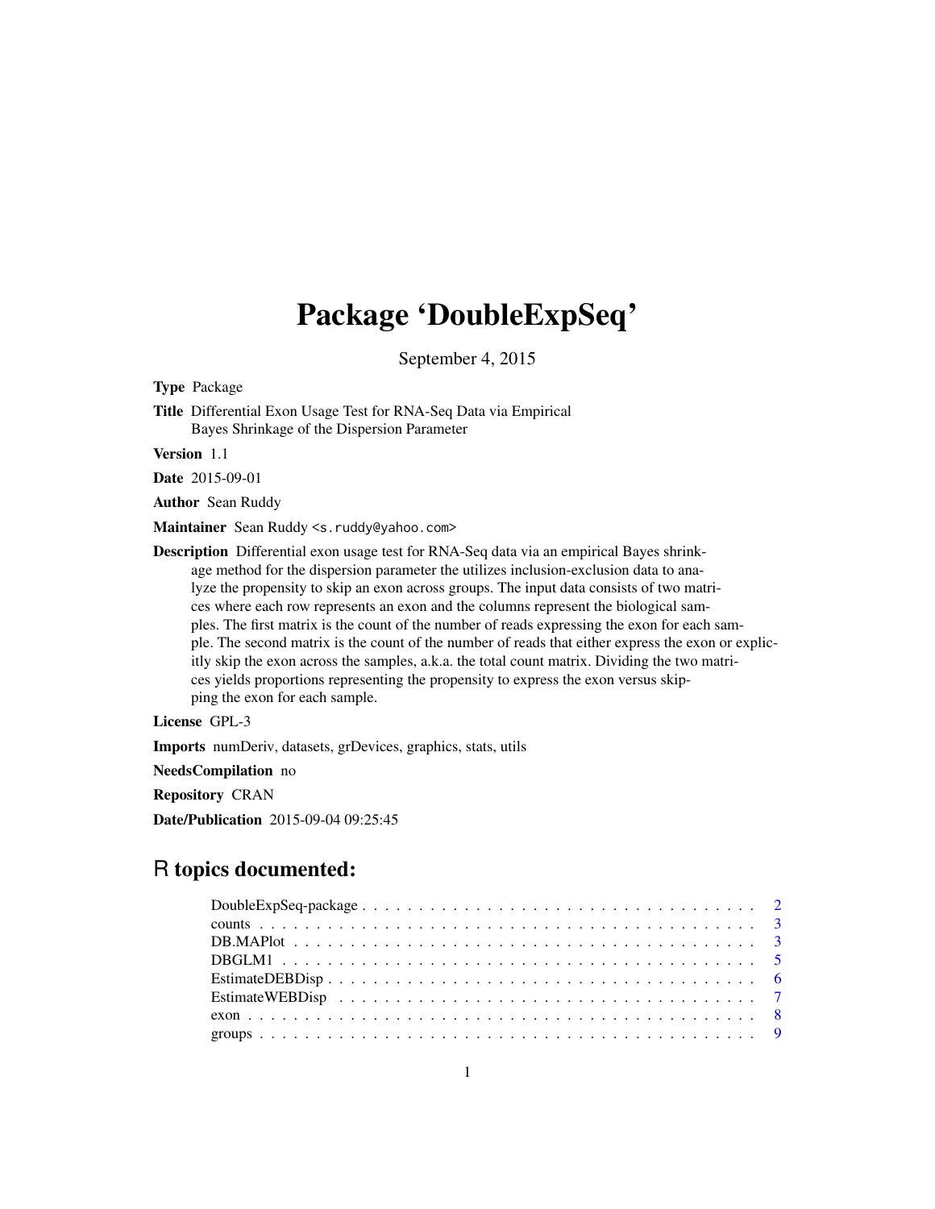# Package 'DoubleExpSeq'

September 4, 2015

**Type** Package

**Title** Differential Exon Usage Test for RNA-Seq Data via Empirical Bayes Shrinkage of the Dispersion Parameter

**Version** 1.1

**Date** 2015-09-01

**Author** Sean Ruddy

**Maintainer** Sean Ruddy <s.ruddy@yahoo.com>

**Description** Differential exon usage test for RNA-Seq data via an empirical Bayes shrinkage method for the dispersion parameter the utilizes inclusion-exclusion data to analyze the propensity to skip an exon across groups. The input data consists of two matrices where each row represents an exon and the columns represent the biological samples. The first matrix is the count of the number of reads expressing the exon for each sample. The second matrix is the count of the number of reads that either express the exon or explicitly skip the exon across the samples, a.k.a. the total count matrix. Dividing the two matrices yields proportions representing the propensity to express the exon versus skipping the exon for each sample.

**License** GPL-3

**Imports** numDeriv, datasets, grDevices, graphics, stats, utils

**NeedsCompilation** no

**Repository** CRAN

**Date/Publication** 2015-09-04 09:25:45

## R topics documented:

- DoubleExpSeq-package . . . . . . . . . . 2
- counts . . . . . . . . . . 3
- DB.MAPlot . . . . . . . . . . 3
- DBGLM1 . . . . . . . . . . 5
- EstimateDEBDisp . . . . . . . . . . 6
- EstimateWEBDisp . . . . . . . . . . 7
- exon . . . . . . . . . . 8
- groups . . . . . . . . . . 9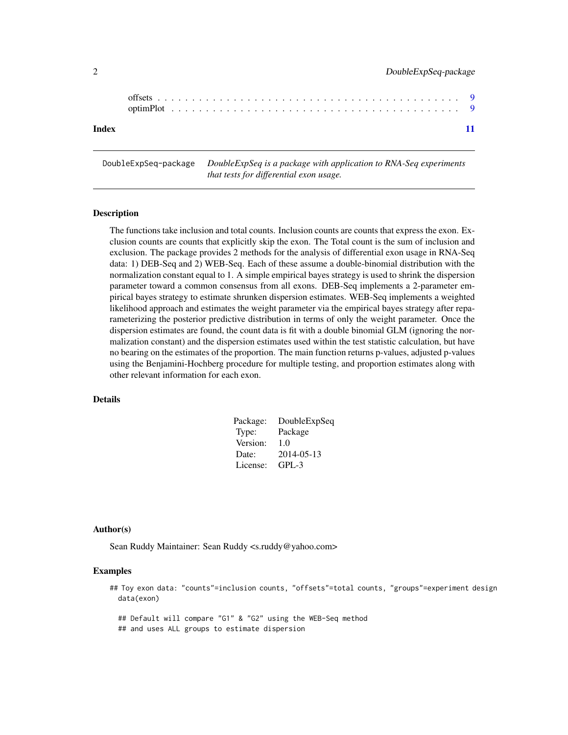| | |
|---|---|
| offsets | 9 |
| optimPlot | 9 |

**Index** **11**

---

DoubleExpSeq-package *DoubleExpSeq is a package with application to RNA-Seq experiments that tests for differential exon usage.*

---

## Description

The functions take inclusion and total counts. Inclusion counts are counts that express the exon. Exclusion counts are counts that explicitly skip the exon. The Total count is the sum of inclusion and exclusion. The package provides 2 methods for the analysis of differential exon usage in RNA-Seq data: 1) DEB-Seq and 2) WEB-Seq. Each of these assume a double-binomial distribution with the normalization constant equal to 1. A simple empirical bayes strategy is used to shrink the dispersion parameter toward a common consensus from all exons. DEB-Seq implements a 2-parameter empirical bayes strategy to estimate shrunken dispersion estimates. WEB-Seq implements a weighted likelihood approach and estimates the weight parameter via the empirical bayes strategy after reparameterizing the posterior predictive distribution in terms of only the weight parameter. Once the dispersion estimates are found, the count data is fit with a double binomial GLM (ignoring the normalization constant) and the dispersion estimates used within the test statistic calculation, but have no bearing on the estimates of the proportion. The main function returns p-values, adjusted p-values using the Benjamini-Hochberg procedure for multiple testing, and proportion estimates along with other relevant information for each exon.

## Details

| | |
|---|---|
| Package: | DoubleExpSeq |
| Type: | Package |
| Version: | 1.0 |
| Date: | 2014-05-13 |
| License: | GPL-3 |

## Author(s)

Sean Ruddy Maintainer: Sean Ruddy <s.ruddy@yahoo.com>

## Examples

```
## Toy exon data: "counts"=inclusion counts, "offsets"=total counts, "groups"=experiment design
  data(exon)

  ## Default will compare "G1" & "G2" using the WEB-Seq method
  ## and uses ALL groups to estimate dispersion
```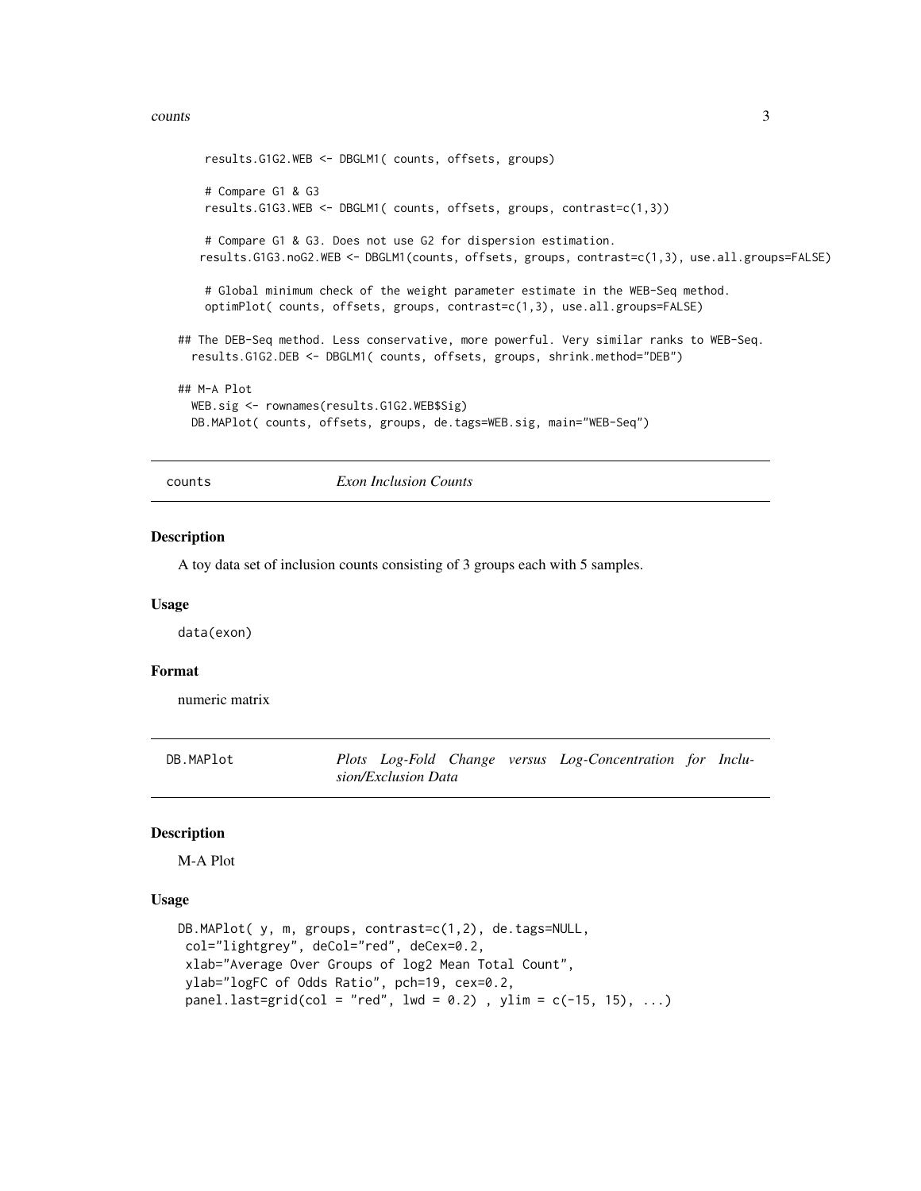```
    results.G1G2.WEB <- DBGLM1( counts, offsets, groups)

    # Compare G1 & G3
    results.G1G3.WEB <- DBGLM1( counts, offsets, groups, contrast=c(1,3))

    # Compare G1 & G3. Does not use G2 for dispersion estimation.
   results.G1G3.noG2.WEB <- DBGLM1(counts, offsets, groups, contrast=c(1,3), use.all.groups=FALSE)

    # Global minimum check of the weight parameter estimate in the WEB-Seq method.
    optimPlot( counts, offsets, groups, contrast=c(1,3), use.all.groups=FALSE)

## The DEB-Seq method. Less conservative, more powerful. Very similar ranks to WEB-Seq.
  results.G1G2.DEB <- DBGLM1( counts, offsets, groups, shrink.method="DEB")

## M-A Plot
  WEB.sig <- rownames(results.G1G2.WEB$Sig)
  DB.MAPlot( counts, offsets, groups, de.tags=WEB.sig, main="WEB-Seq")
```

## counts *Exon Inclusion Counts*

### Description

A toy data set of inclusion counts consisting of 3 groups each with 5 samples.

### Usage

```
data(exon)
```

### Format

numeric matrix

## DB.MAPlot *Plots Log-Fold Change versus Log-Concentration for Inclusion/Exclusion Data*

### Description

M-A Plot

### Usage

```
DB.MAPlot( y, m, groups, contrast=c(1,2), de.tags=NULL,
 col="lightgrey", deCol="red", deCex=0.2,
 xlab="Average Over Groups of log2 Mean Total Count",
 ylab="logFC of Odds Ratio", pch=19, cex=0.2,
 panel.last=grid(col = "red", lwd = 0.2) , ylim = c(-15, 15), ...)
```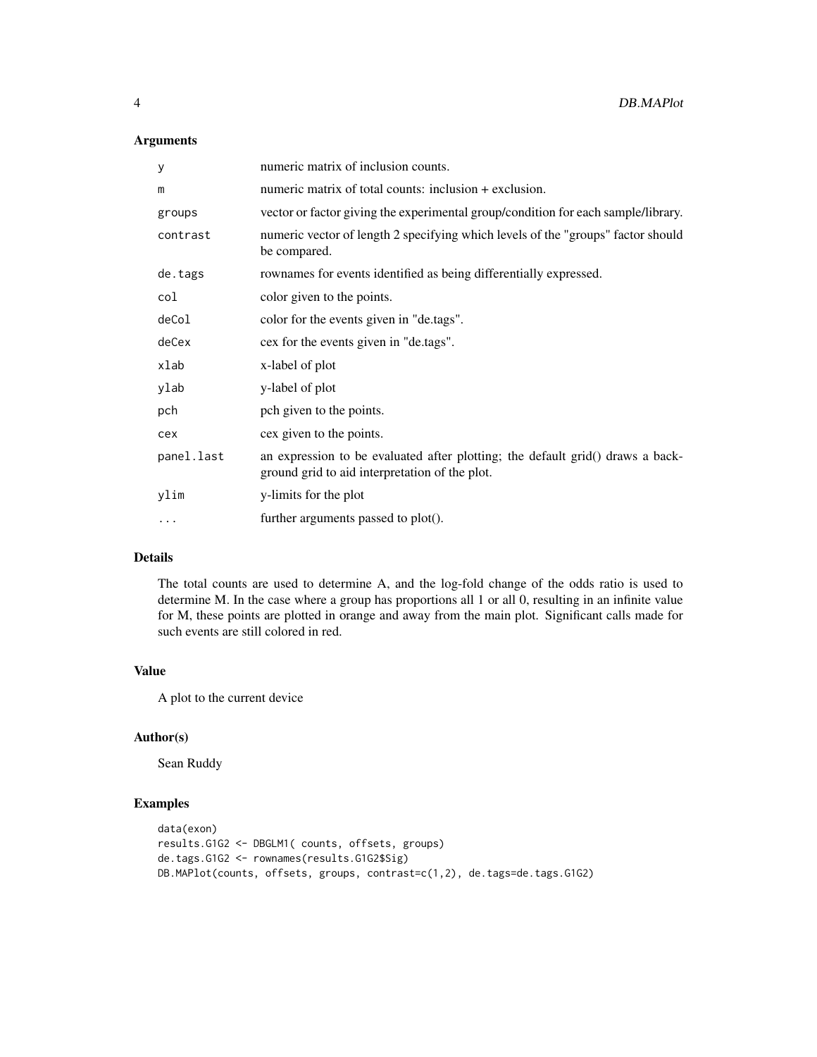## Arguments

| | |
|---|---|
| `y` | numeric matrix of inclusion counts. |
| `m` | numeric matrix of total counts: inclusion + exclusion. |
| `groups` | vector or factor giving the experimental group/condition for each sample/library. |
| `contrast` | numeric vector of length 2 specifying which levels of the "groups" factor should be compared. |
| `de.tags` | rownames for events identified as being differentially expressed. |
| `col` | color given to the points. |
| `deCol` | color for the events given in "de.tags". |
| `deCex` | cex for the events given in "de.tags". |
| `xlab` | x-label of plot |
| `ylab` | y-label of plot |
| `pch` | pch given to the points. |
| `cex` | cex given to the points. |
| `panel.last` | an expression to be evaluated after plotting; the default grid() draws a background grid to aid interpretation of the plot. |
| `ylim` | y-limits for the plot |
| `...` | further arguments passed to plot(). |

## Details

The total counts are used to determine A, and the log-fold change of the odds ratio is used to determine M. In the case where a group has proportions all 1 or all 0, resulting in an infinite value for M, these points are plotted in orange and away from the main plot. Significant calls made for such events are still colored in red.

## Value

A plot to the current device

## Author(s)

Sean Ruddy

## Examples

```
data(exon)
results.G1G2 <- DBGLM1( counts, offsets, groups)
de.tags.G1G2 <- rownames(results.G1G2$Sig)
DB.MAPlot(counts, offsets, groups, contrast=c(1,2), de.tags=de.tags.G1G2)
```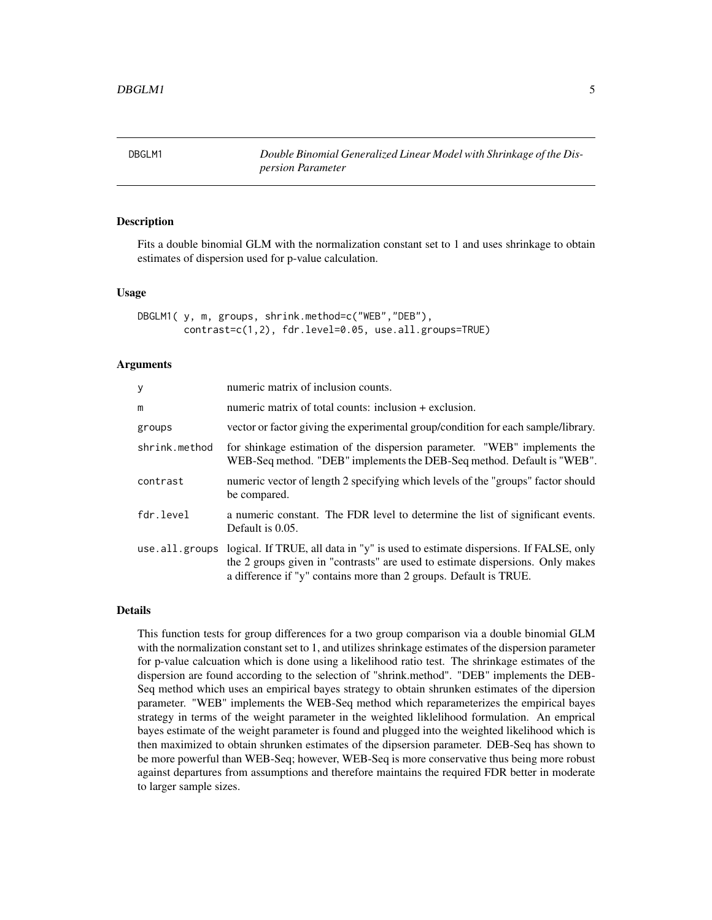DBGLM1 — *Double Binomial Generalized Linear Model with Shrinkage of the Dispersion Parameter*

### Description

Fits a double binomial GLM with the normalization constant set to 1 and uses shrinkage to obtain estimates of dispersion used for p-value calculation.

### Usage

```
DBGLM1( y, m, groups, shrink.method=c("WEB","DEB"),
        contrast=c(1,2), fdr.level=0.05, use.all.groups=TRUE)
```

### Arguments

| | |
|---|---|
| `y` | numeric matrix of inclusion counts. |
| `m` | numeric matrix of total counts: inclusion + exclusion. |
| `groups` | vector or factor giving the experimental group/condition for each sample/library. |
| `shrink.method` | for shinkage estimation of the dispersion parameter. "WEB" implements the WEB-Seq method. "DEB" implements the DEB-Seq method. Default is "WEB". |
| `contrast` | numeric vector of length 2 specifying which levels of the "groups" factor should be compared. |
| `fdr.level` | a numeric constant. The FDR level to determine the list of significant events. Default is 0.05. |
| `use.all.groups` | logical. If TRUE, all data in "y" is used to estimate dispersions. If FALSE, only the 2 groups given in "contrasts" are used to estimate dispersions. Only makes a difference if "y" contains more than 2 groups. Default is TRUE. |

### Details

This function tests for group differences for a two group comparison via a double binomial GLM with the normalization constant set to 1, and utilizes shrinkage estimates of the dispersion parameter for p-value calcuation which is done using a likelihood ratio test. The shrinkage estimates of the dispersion are found according to the selection of "shrink.method". "DEB" implements the DEB-Seq method which uses an empirical bayes strategy to obtain shrunken estimates of the dipersion parameter. "WEB" implements the WEB-Seq method which reparameterizes the empirical bayes strategy in terms of the weight parameter in the weighted liklelihood formulation. An emprical bayes estimate of the weight parameter is found and plugged into the weighted likelihood which is then maximized to obtain shrunken estimates of the dipsersion parameter. DEB-Seq has shown to be more powerful than WEB-Seq; however, WEB-Seq is more conservative thus being more robust against departures from assumptions and therefore maintains the required FDR better in moderate to larger sample sizes.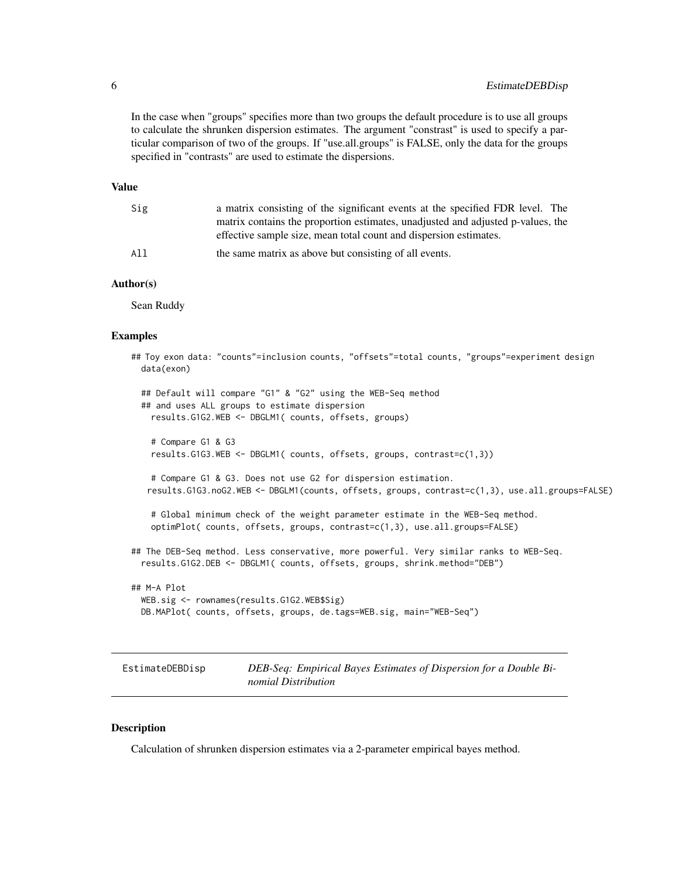In the case when "groups" specifies more than two groups the default procedure is to use all groups to calculate the shrunken dispersion estimates. The argument "constrast" is used to specify a particular comparison of two of the groups. If "use.all.groups" is FALSE, only the data for the groups specified in "contrasts" are used to estimate the dispersions.

### Value

| | |
|---|---|
| `Sig` | a matrix consisting of the significant events at the specified FDR level. The matrix contains the proportion estimates, unadjusted and adjusted p-values, the effective sample size, mean total count and dispersion estimates. |
| `All` | the same matrix as above but consisting of all events. |

### Author(s)

Sean Ruddy

### Examples

```
## Toy exon data: "counts"=inclusion counts, "offsets"=total counts, "groups"=experiment design
  data(exon)

  ## Default will compare "G1" & "G2" using the WEB-Seq method
  ## and uses ALL groups to estimate dispersion
    results.G1G2.WEB <- DBGLM1( counts, offsets, groups)

    # Compare G1 & G3
    results.G1G3.WEB <- DBGLM1( counts, offsets, groups, contrast=c(1,3))

    # Compare G1 & G3. Does not use G2 for dispersion estimation.
   results.G1G3.noG2.WEB <- DBGLM1(counts, offsets, groups, contrast=c(1,3), use.all.groups=FALSE)

    # Global minimum check of the weight parameter estimate in the WEB-Seq method.
    optimPlot( counts, offsets, groups, contrast=c(1,3), use.all.groups=FALSE)

## The DEB-Seq method. Less conservative, more powerful. Very similar ranks to WEB-Seq.
  results.G1G2.DEB <- DBGLM1( counts, offsets, groups, shrink.method="DEB")

## M-A Plot
  WEB.sig <- rownames(results.G1G2.WEB$Sig)
  DB.MAPlot( counts, offsets, groups, de.tags=WEB.sig, main="WEB-Seq")
```

---

## `EstimateDEBDisp` — *DEB-Seq: Empirical Bayes Estimates of Dispersion for a Double Binomial Distribution*

---

### Description

Calculation of shrunken dispersion estimates via a 2-parameter empirical bayes method.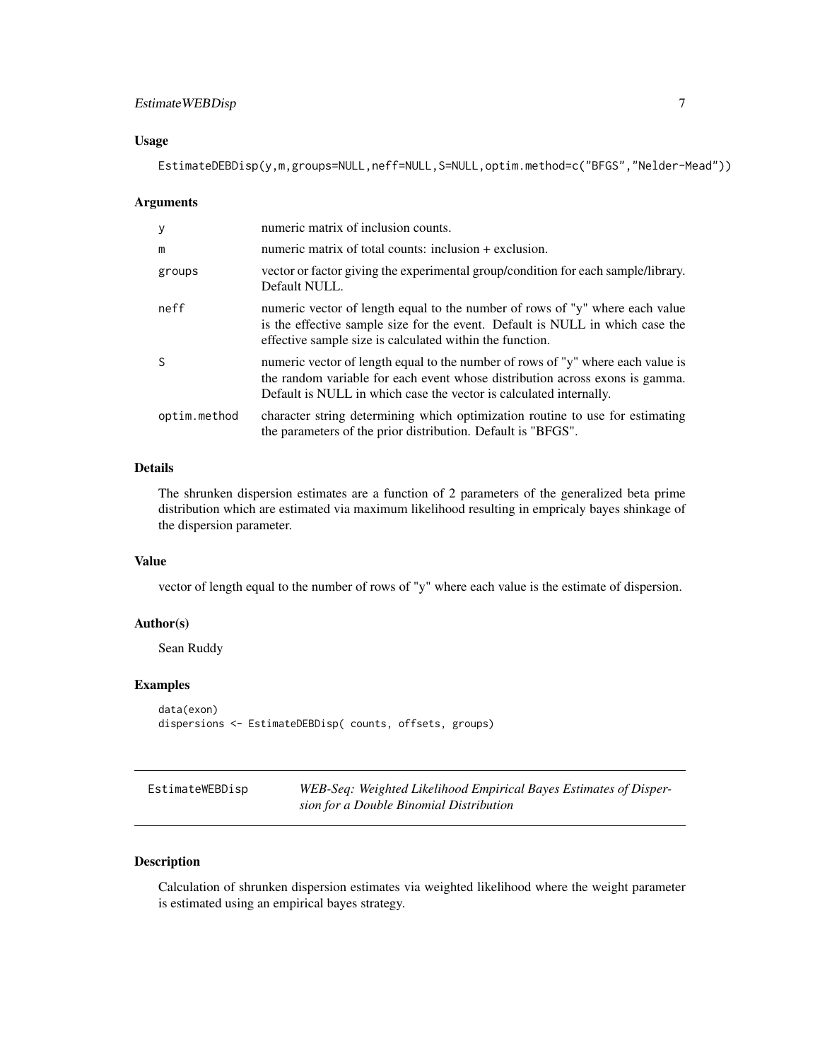### Usage

```
EstimateDEBDisp(y,m,groups=NULL,neff=NULL,S=NULL,optim.method=c("BFGS","Nelder-Mead"))
```

### Arguments

| | |
|---|---|
| y | numeric matrix of inclusion counts. |
| m | numeric matrix of total counts: inclusion + exclusion. |
| groups | vector or factor giving the experimental group/condition for each sample/library. Default NULL. |
| neff | numeric vector of length equal to the number of rows of "y" where each value is the effective sample size for the event. Default is NULL in which case the effective sample size is calculated within the function. |
| S | numeric vector of length equal to the number of rows of "y" where each value is the random variable for each event whose distribution across exons is gamma. Default is NULL in which case the vector is calculated internally. |
| optim.method | character string determining which optimization routine to use for estimating the parameters of the prior distribution. Default is "BFGS". |

### Details

The shrunken dispersion estimates are a function of 2 parameters of the generalized beta prime distribution which are estimated via maximum likelihood resulting in empricaly bayes shinkage of the dispersion parameter.

### Value

vector of length equal to the number of rows of "y" where each value is the estimate of dispersion.

### Author(s)

Sean Ruddy

### Examples

```
data(exon)
dispersions <- EstimateDEBDisp( counts, offsets, groups)
```

---

## EstimateWEBDisp — *WEB-Seq: Weighted Likelihood Empirical Bayes Estimates of Dispersion for a Double Binomial Distribution*

---

### Description

Calculation of shrunken dispersion estimates via weighted likelihood where the weight parameter is estimated using an empirical bayes strategy.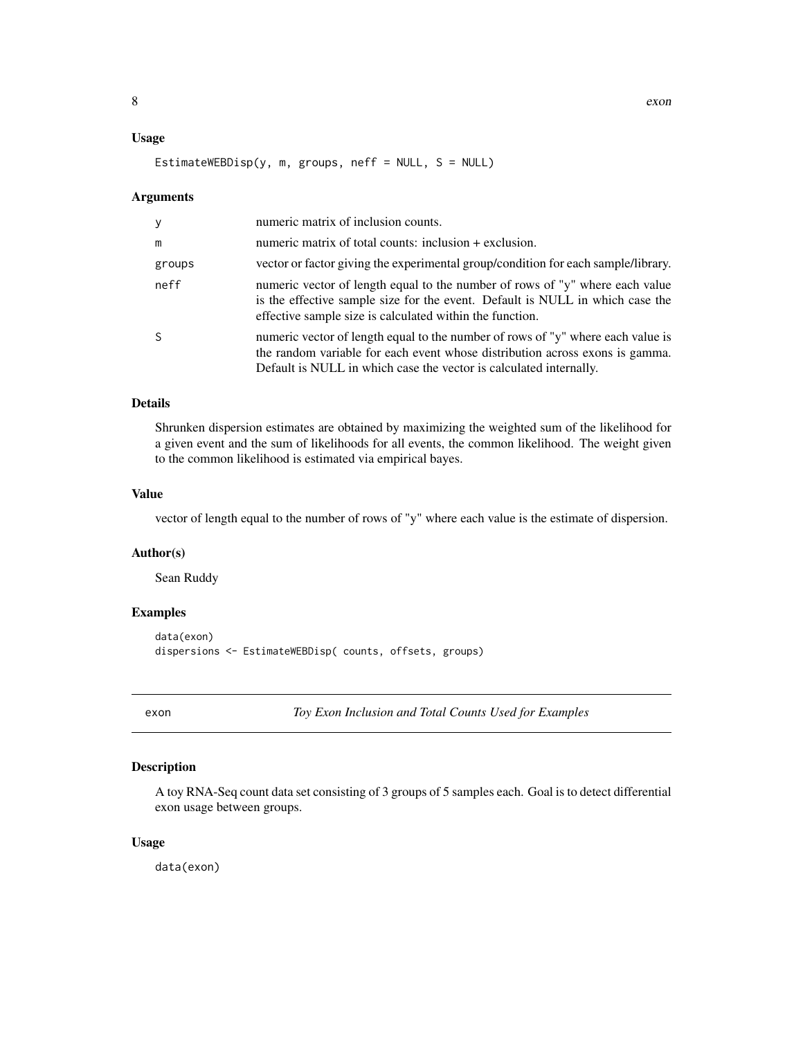### Usage

```
EstimateWEBDisp(y, m, groups, neff = NULL, S = NULL)
```

### Arguments

| | |
|---|---|
| y | numeric matrix of inclusion counts. |
| m | numeric matrix of total counts: inclusion + exclusion. |
| groups | vector or factor giving the experimental group/condition for each sample/library. |
| neff | numeric vector of length equal to the number of rows of "y" where each value is the effective sample size for the event. Default is NULL in which case the effective sample size is calculated within the function. |
| S | numeric vector of length equal to the number of rows of "y" where each value is the random variable for each event whose distribution across exons is gamma. Default is NULL in which case the vector is calculated internally. |

### Details

Shrunken dispersion estimates are obtained by maximizing the weighted sum of the likelihood for a given event and the sum of likelihoods for all events, the common likelihood. The weight given to the common likelihood is estimated via empirical bayes.

### Value

vector of length equal to the number of rows of "y" where each value is the estimate of dispersion.

### Author(s)

Sean Ruddy

### Examples

```
data(exon)
dispersions <- EstimateWEBDisp( counts, offsets, groups)
```

---

## exon — *Toy Exon Inclusion and Total Counts Used for Examples*

### Description

A toy RNA-Seq count data set consisting of 3 groups of 5 samples each. Goal is to detect differential exon usage between groups.

### Usage

```
data(exon)
```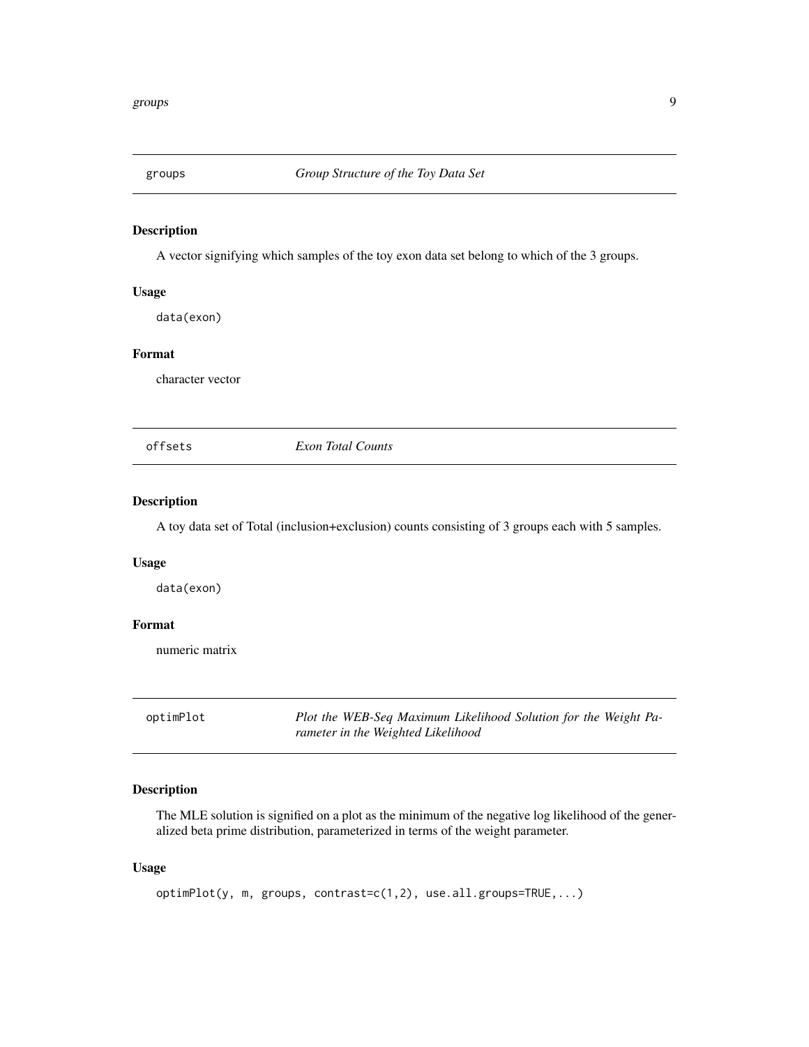## groups — *Group Structure of the Toy Data Set*

### Description

A vector signifying which samples of the toy exon data set belong to which of the 3 groups.

### Usage

```
data(exon)
```

### Format

character vector

## offsets — *Exon Total Counts*

### Description

A toy data set of Total (inclusion+exclusion) counts consisting of 3 groups each with 5 samples.

### Usage

```
data(exon)
```

### Format

numeric matrix

## optimPlot — *Plot the WEB-Seq Maximum Likelihood Solution for the Weight Parameter in the Weighted Likelihood*

### Description

The MLE solution is signified on a plot as the minimum of the negative log likelihood of the generalized beta prime distribution, parameterized in terms of the weight parameter.

### Usage

```
optimPlot(y, m, groups, contrast=c(1,2), use.all.groups=TRUE,...)
```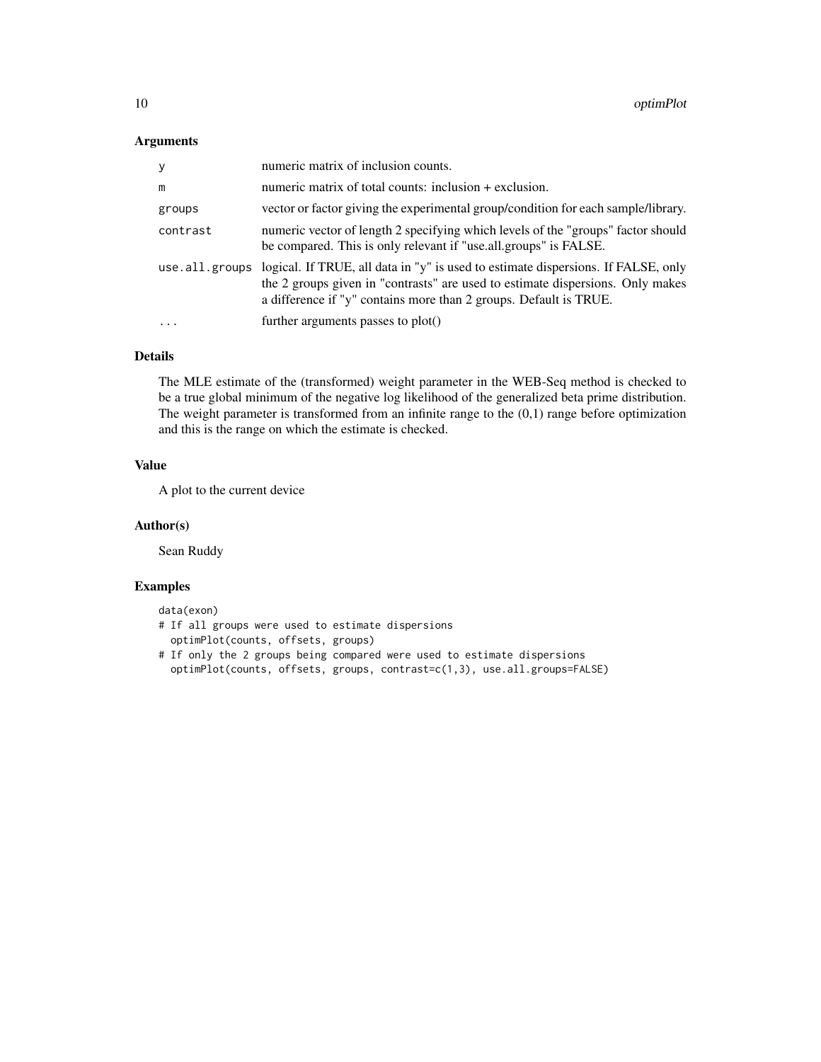### Arguments

| | |
|---|---|
| `y` | numeric matrix of inclusion counts. |
| `m` | numeric matrix of total counts: inclusion + exclusion. |
| `groups` | vector or factor giving the experimental group/condition for each sample/library. |
| `contrast` | numeric vector of length 2 specifying which levels of the "groups" factor should be compared. This is only relevant if "use.all.groups" is FALSE. |
| `use.all.groups` | logical. If TRUE, all data in "y" is used to estimate dispersions. If FALSE, only the 2 groups given in "contrasts" are used to estimate dispersions. Only makes a difference if "y" contains more than 2 groups. Default is TRUE. |
| `...` | further arguments passes to plot() |

### Details

The MLE estimate of the (transformed) weight parameter in the WEB-Seq method is checked to be a true global minimum of the negative log likelihood of the generalized beta prime distribution. The weight parameter is transformed from an infinite range to the (0,1) range before optimization and this is the range on which the estimate is checked.

### Value

A plot to the current device

### Author(s)

Sean Ruddy

### Examples

```
data(exon)
# If all groups were used to estimate dispersions
  optimPlot(counts, offsets, groups)
# If only the 2 groups being compared were used to estimate dispersions
  optimPlot(counts, offsets, groups, contrast=c(1,3), use.all.groups=FALSE)
```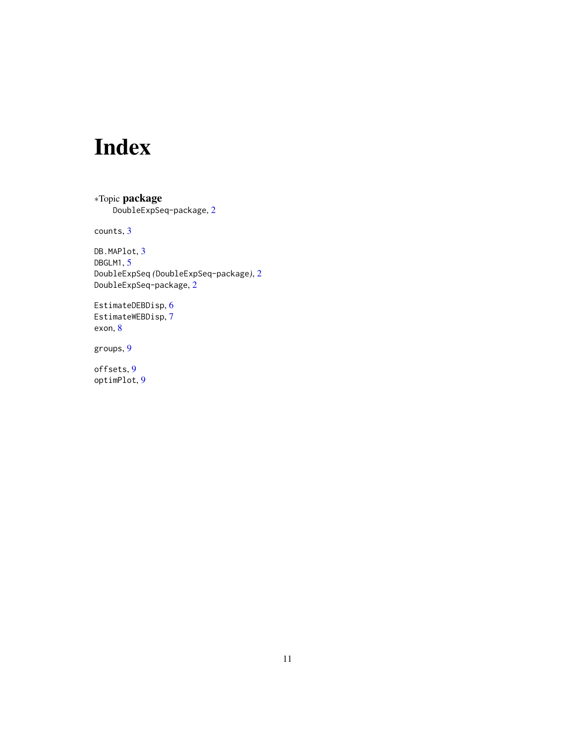# Index

*Topic **package**
    DoubleExpSeq-package, 2

counts, 3

DB.MAPlot, 3
DBGLM1, 5
DoubleExpSeq *(*DoubleExpSeq-package*)*, 2
DoubleExpSeq-package, 2

EstimateDEBDisp, 6
EstimateWEBDisp, 7
exon, 8

groups, 9

offsets, 9
optimPlot, 9